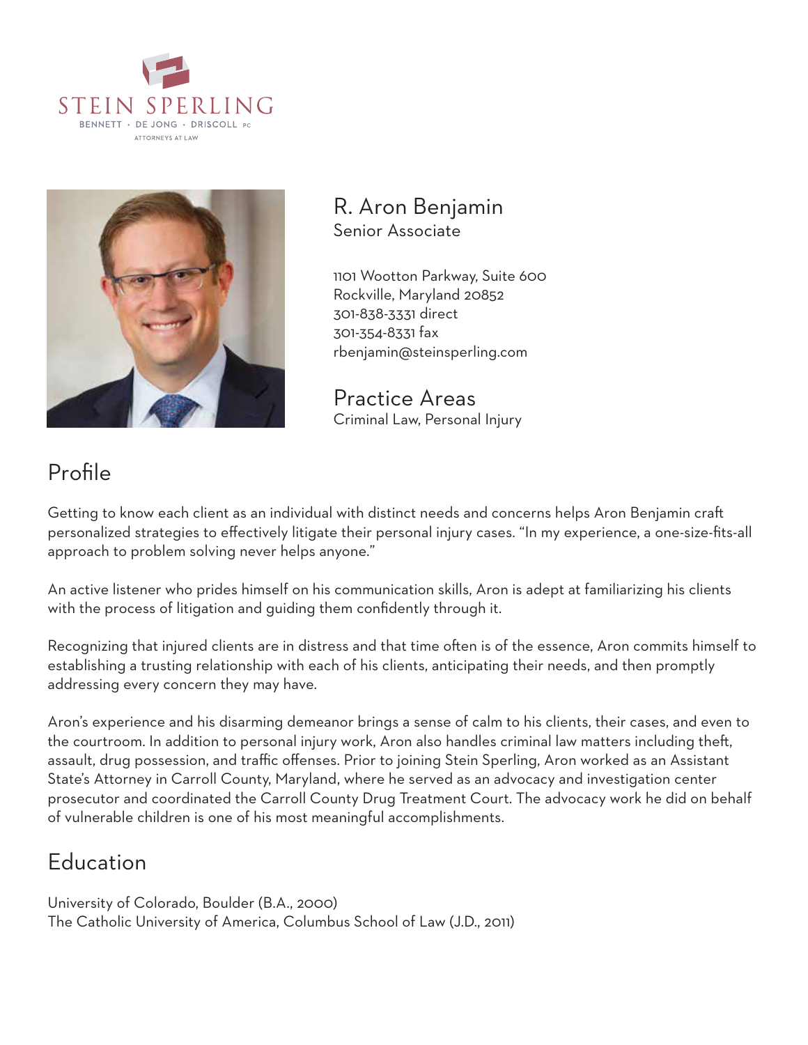STEIN SPERLING

BENNETT · DE JONG · DRISCOLL PC

ATTORNEYS AT LAW

# R. Aron Benjamin

Senior Associate

1101 Wootton Parkway, Suite 600
Rockville, Maryland 20852
301-838-3331 direct
301-354-8331 fax
rbenjamin@steinsperling.com

## Practice Areas

Criminal Law, Personal Injury

## Profile

Getting to know each client as an individual with distinct needs and concerns helps Aron Benjamin craft personalized strategies to effectively litigate their personal injury cases. "In my experience, a one-size-fits-all approach to problem solving never helps anyone."

An active listener who prides himself on his communication skills, Aron is adept at familiarizing his clients with the process of litigation and guiding them confidently through it.

Recognizing that injured clients are in distress and that time often is of the essence, Aron commits himself to establishing a trusting relationship with each of his clients, anticipating their needs, and then promptly addressing every concern they may have.

Aron's experience and his disarming demeanor brings a sense of calm to his clients, their cases, and even to the courtroom. In addition to personal injury work, Aron also handles criminal law matters including theft, assault, drug possession, and traffic offenses. Prior to joining Stein Sperling, Aron worked as an Assistant State's Attorney in Carroll County, Maryland, where he served as an advocacy and investigation center prosecutor and coordinated the Carroll County Drug Treatment Court. The advocacy work he did on behalf of vulnerable children is one of his most meaningful accomplishments.

## Education

University of Colorado, Boulder (B.A., 2000)
The Catholic University of America, Columbus School of Law (J.D., 2011)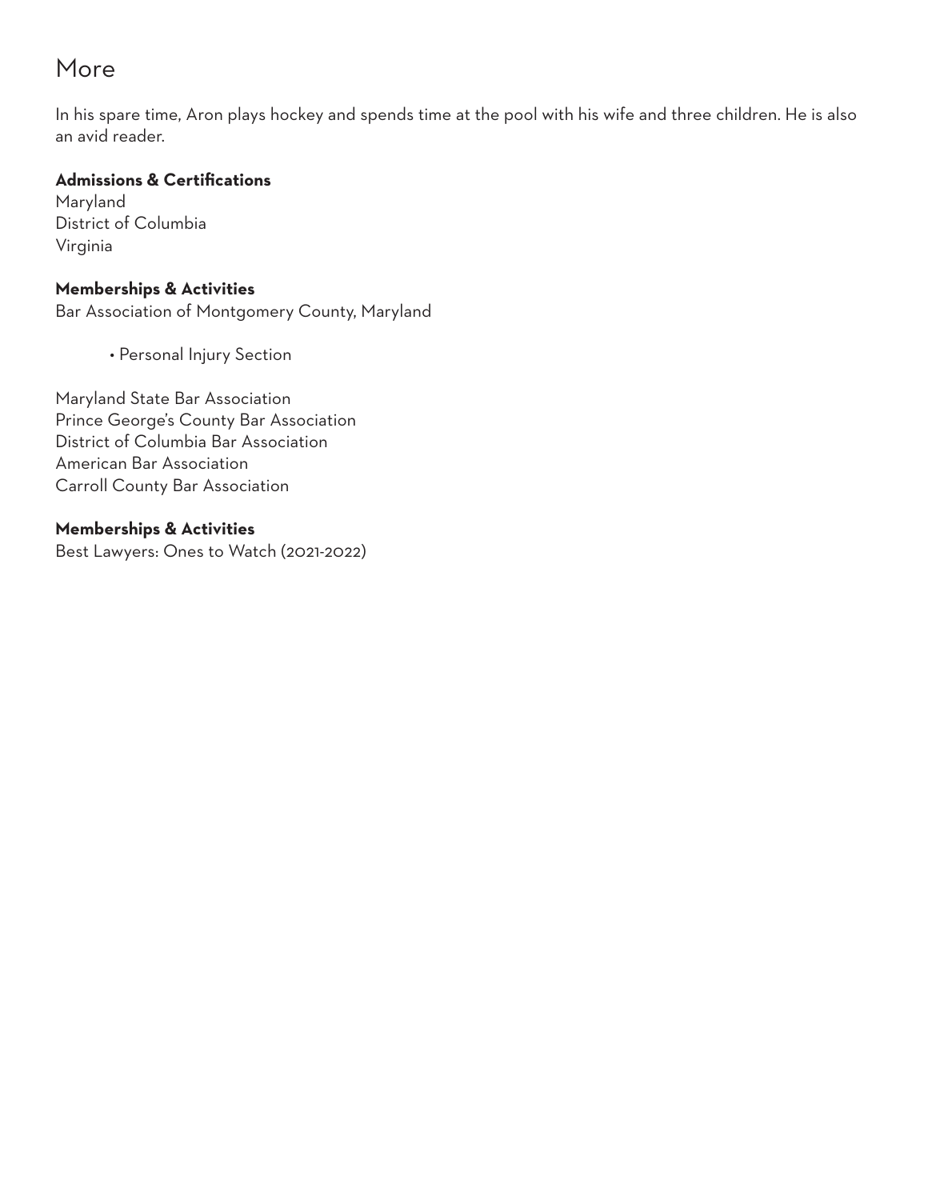## More

In his spare time, Aron plays hockey and spends time at the pool with his wife and three children. He is also an avid reader.

**Admissions & Certifications**

Maryland
District of Columbia
Virginia

**Memberships & Activities**

Bar Association of Montgomery County, Maryland

- Personal Injury Section

Maryland State Bar Association
Prince George's County Bar Association
District of Columbia Bar Association
American Bar Association
Carroll County Bar Association

**Memberships & Activities**

Best Lawyers: Ones to Watch (2021-2022)